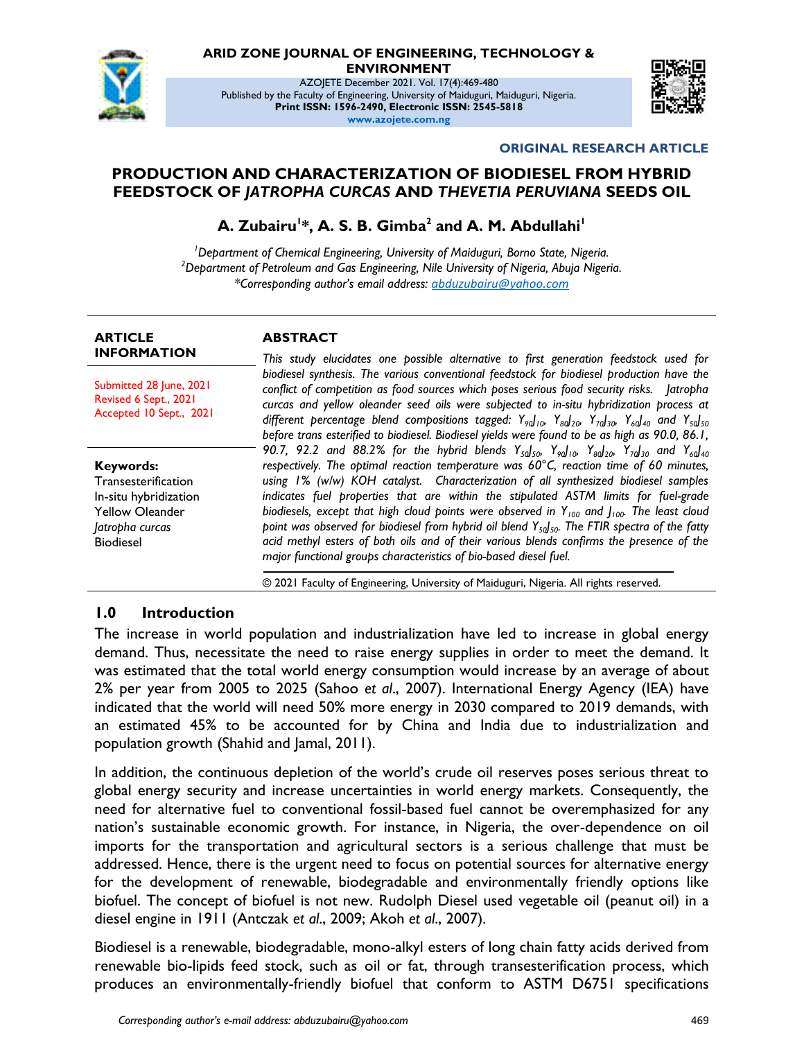**ARID ZONE JOURNAL OF ENGINEERING, TECHNOLOGY & ENVIRONMENT**

AZOJETE December 2021. Vol. 17(4):469-480

Published by the Faculty of Engineering, University of Maiduguri, Maiduguri, Nigeria.

**Print ISSN: 1596-2490, Electronic ISSN: 2545-5818**

**www.azojete.com.ng**

**ORIGINAL RESEARCH ARTICLE**

# PRODUCTION AND CHARACTERIZATION OF BIODIESEL FROM HYBRID FEEDSTOCK OF *JATROPHA CURCAS* AND *THEVETIA PERUVIANA* SEEDS OIL

**A. Zubairu[1]*, A. S. B. Gimba[2] and A. M. Abdullahi[1]**

*[1]Department of Chemical Engineering, University of Maiduguri, Borno State, Nigeria.*
*[2]Department of Petroleum and Gas Engineering, Nile University of Nigeria, Abuja Nigeria.*
*Corresponding author's email address: abduzubairu@yahoo.com*

**ARTICLE INFORMATION**

Submitted 28 June, 2021
Revised 6 Sept., 2021
Accepted 10 Sept., 2021

**Keywords:**
Transesterification
In-situ hybridization
Yellow Oleander
*Jatropha curcas*
Biodiesel

**ABSTRACT**

*This study elucidates one possible alternative to first generation feedstock used for biodiesel synthesis. The various conventional feedstock for biodiesel production have the conflict of competition as food sources which poses serious food security risks. Jatropha curcas and yellow oleander seed oils were subjected to in-situ hybridization process at different percentage blend compositions tagged: $Y_{90}J_{10}$, $Y_{80}J_{20}$, $Y_{70}J_{30}$, $Y_{60}J_{40}$ and $Y_{50}J_{50}$ before trans esterified to biodiesel. Biodiesel yields were found to be as high as 90.0, 86.1, 90.7, 92.2 and 88.2% for the hybrid blends $Y_{50}J_{50}$, $Y_{90}J_{10}$, $Y_{80}J_{20}$, $Y_{70}J_{30}$ and $Y_{60}J_{40}$ respectively. The optimal reaction temperature was 60°C, reaction time of 60 minutes, using 1% (w/w) KOH catalyst. Characterization of all synthesized biodiesel samples indicates fuel properties that are within the stipulated ASTM limits for fuel-grade biodiesels, except that high cloud points were observed in $Y_{100}$ and $J_{100}$. The least cloud point was observed for biodiesel from hybrid oil blend $Y_{50}J_{50}$. The FTIR spectra of the fatty acid methyl esters of both oils and of their various blends confirms the presence of the major functional groups characteristics of bio-based diesel fuel.*

© 2021 Faculty of Engineering, University of Maiduguri, Nigeria. All rights reserved.

## 1.0 Introduction

The increase in world population and industrialization have led to increase in global energy demand. Thus, necessitate the need to raise energy supplies in order to meet the demand. It was estimated that the total world energy consumption would increase by an average of about 2% per year from 2005 to 2025 (Sahoo *et al*., 2007). International Energy Agency (IEA) have indicated that the world will need 50% more energy in 2030 compared to 2019 demands, with an estimated 45% to be accounted for by China and India due to industrialization and population growth (Shahid and Jamal, 2011).

In addition, the continuous depletion of the world's crude oil reserves poses serious threat to global energy security and increase uncertainties in world energy markets. Consequently, the need for alternative fuel to conventional fossil-based fuel cannot be overemphasized for any nation's sustainable economic growth. For instance, in Nigeria, the over-dependence on oil imports for the transportation and agricultural sectors is a serious challenge that must be addressed. Hence, there is the urgent need to focus on potential sources for alternative energy for the development of renewable, biodegradable and environmentally friendly options like biofuel. The concept of biofuel is not new. Rudolph Diesel used vegetable oil (peanut oil) in a diesel engine in 1911 (Antczak *et al*., 2009; Akoh *et al*., 2007).

Biodiesel is a renewable, biodegradable, mono-alkyl esters of long chain fatty acids derived from renewable bio-lipids feed stock, such as oil or fat, through transesterification process, which produces an environmentally-friendly biofuel that conform to ASTM D6751 specifications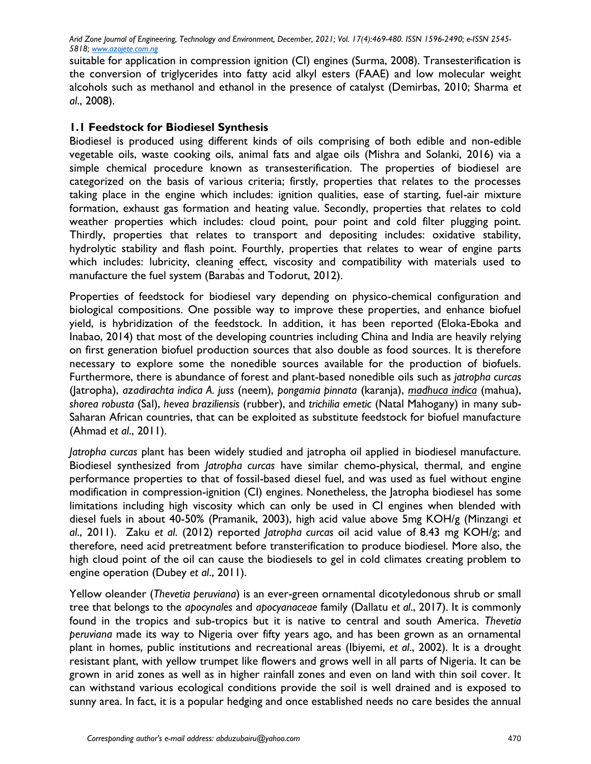suitable for application in compression ignition (CI) engines (Surma, 2008). Transesterification is the conversion of triglycerides into fatty acid alkyl esters (FAAE) and low molecular weight alcohols such as methanol and ethanol in the presence of catalyst (Demirbas, 2010; Sharma *et al*., 2008).

## 1.1 Feedstock for Biodiesel Synthesis

Biodiesel is produced using different kinds of oils comprising of both edible and non-edible vegetable oils, waste cooking oils, animal fats and algae oils (Mishra and Solanki, 2016) via a simple chemical procedure known as transesterification. The properties of biodiesel are categorized on the basis of various criteria; firstly, properties that relates to the processes taking place in the engine which includes: ignition qualities, ease of starting, fuel-air mixture formation, exhaust gas formation and heating value. Secondly, properties that relates to cold weather properties which includes: cloud point, pour point and cold filter plugging point. Thirdly, properties that relates to transport and depositing includes: oxidative stability, hydrolytic stability and flash point. Fourthly, properties that relates to wear of engine parts which includes: lubricity, cleaning effect, viscosity and compatibility with materials used to manufacture the fuel system (Barabás and Todorut, 2012).

Properties of feedstock for biodiesel vary depending on physico-chemical configuration and biological compositions. One possible way to improve these properties, and enhance biofuel yield, is hybridization of the feedstock. In addition, it has been reported (Eloka-Eboka and Inabao, 2014) that most of the developing countries including China and India are heavily relying on first generation biofuel production sources that also double as food sources. It is therefore necessary to explore some the nonedible sources available for the production of biofuels. Furthermore, there is abundance of forest and plant-based nonedible oils such as *jatropha curcas* (Jatropha), *azadirachta indica A. juss* (neem), *pongamia pinnata* (karanja), *madhuca indica* (mahua), *shorea robusta* (Sal), *hevea braziliensis* (rubber), and *trichilia emetic* (Natal Mahogany) in many sub-Saharan African countries, that can be exploited as substitute feedstock for biofuel manufacture (Ahmad *et al*., 2011).

*Jatropha curcas* plant has been widely studied and jatropha oil applied in biodiesel manufacture. Biodiesel synthesized from *Jatropha curcas* have similar chemo-physical, thermal, and engine performance properties to that of fossil-based diesel fuel, and was used as fuel without engine modification in compression-ignition (CI) engines. Nonetheless, the Jatropha biodiesel has some limitations including high viscosity which can only be used in CI engines when blended with diesel fuels in about 40-50% (Pramanik, 2003), high acid value above 5mg KOH/g (Minzangi *et al*., 2011). Zaku *et al.* (2012) reported *Jatropha curcas* oil acid value of 8.43 mg KOH/g; and therefore, need acid pretreatment before transterification to produce biodiesel. More also, the high cloud point of the oil can cause the biodiesels to gel in cold climates creating problem to engine operation (Dubey *et al*., 2011).

Yellow oleander (*Thevetia peruviana*) is an ever-green ornamental dicotyledonous shrub or small tree that belongs to the *apocynales* and *apocyanaceae* family (Dallatu *et al*., 2017). It is commonly found in the tropics and sub-tropics but it is native to central and south America. *Thevetia peruviana* made its way to Nigeria over fifty years ago, and has been grown as an ornamental plant in homes, public institutions and recreational areas (Ibiyemi, *et al*., 2002). It is a drought resistant plant, with yellow trumpet like flowers and grows well in all parts of Nigeria. It can be grown in arid zones as well as in higher rainfall zones and even on land with thin soil cover. It can withstand various ecological conditions provide the soil is well drained and is exposed to sunny area. In fact, it is a popular hedging and once established needs no care besides the annual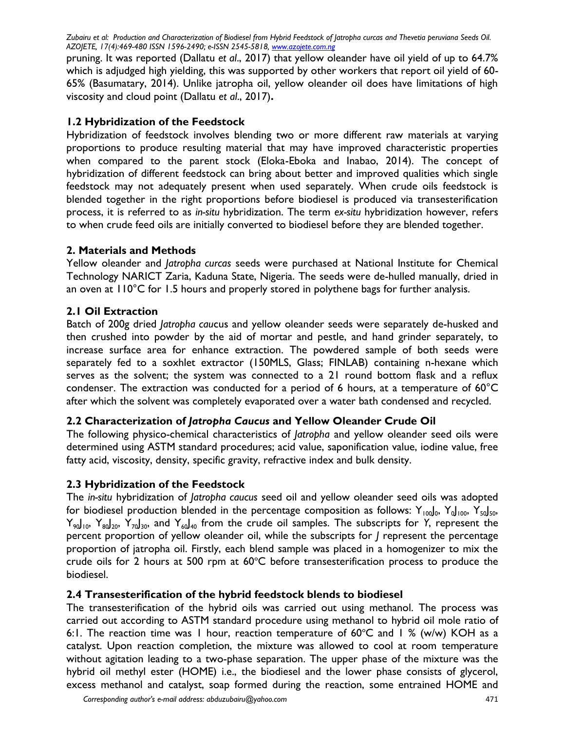pruning. It was reported (Dallatu *et al*., 2017) that yellow oleander have oil yield of up to 64.7% which is adjudged high yielding, this was supported by other workers that report oil yield of 60-65% (Basumatary, 2014). Unlike jatropha oil, yellow oleander oil does have limitations of high viscosity and cloud point (Dallatu *et al*., 2017)**.**

## 1.2 Hybridization of the Feedstock

Hybridization of feedstock involves blending two or more different raw materials at varying proportions to produce resulting material that may have improved characteristic properties when compared to the parent stock (Eloka-Eboka and Inabao, 2014). The concept of hybridization of different feedstock can bring about better and improved qualities which single feedstock may not adequately present when used separately. When crude oils feedstock is blended together in the right proportions before biodiesel is produced via transesterification process, it is referred to as *in-situ* hybridization. The term *ex-situ* hybridization however, refers to when crude feed oils are initially converted to biodiesel before they are blended together.

## 2. Materials and Methods

Yellow oleander and *Jatropha curcas* seeds were purchased at National Institute for Chemical Technology NARICT Zaria, Kaduna State, Nigeria. The seeds were de-hulled manually, dried in an oven at 110°C for 1.5 hours and properly stored in polythene bags for further analysis.

## 2.1 Oil Extraction

Batch of 200g dried *Jatropha cau*cus and yellow oleander seeds were separately de-husked and then crushed into powder by the aid of mortar and pestle, and hand grinder separately, to increase surface area for enhance extraction. The powdered sample of both seeds were separately fed to a soxhlet extractor (150MLS, Glass; FINLAB) containing n-hexane which serves as the solvent; the system was connected to a 2l round bottom flask and a reflux condenser. The extraction was conducted for a period of 6 hours, at a temperature of 60°C after which the solvent was completely evaporated over a water bath condensed and recycled.

## 2.2 Characterization of *Jatropha Caucus* and Yellow Oleander Crude Oil

The following physico-chemical characteristics of *Jatropha* and yellow oleander seed oils were determined using ASTM standard procedures; acid value, saponification value, iodine value, free fatty acid, viscosity, density, specific gravity, refractive index and bulk density.

## 2.3 Hybridization of the Feedstock

The *in-situ* hybridization of *Jatropha caucus* seed oil and yellow oleander seed oils was adopted for biodiesel production blended in the percentage composition as follows: $Y_{100}J_{0}$, $Y_{0}J_{100}$, $Y_{50}J_{50}$, $Y_{90}J_{10}$, $Y_{80}J_{20}$, $Y_{70}J_{30}$, and $Y_{60}J_{40}$ from the crude oil samples. The subscripts for *Y*, represent the percent proportion of yellow oleander oil, while the subscripts for *J* represent the percentage proportion of jatropha oil. Firstly, each blend sample was placed in a homogenizer to mix the crude oils for 2 hours at 500 rpm at 60°C before transesterification process to produce the biodiesel.

## 2.4 Transesterification of the hybrid feedstock blends to biodiesel

The transesterification of the hybrid oils was carried out using methanol. The process was carried out according to ASTM standard procedure using methanol to hybrid oil mole ratio of 6:1. The reaction time was 1 hour, reaction temperature of 60°C and 1 % (w/w) KOH as a catalyst. Upon reaction completion, the mixture was allowed to cool at room temperature without agitation leading to a two-phase separation. The upper phase of the mixture was the hybrid oil methyl ester (HOME) i.e., the biodiesel and the lower phase consists of glycerol, excess methanol and catalyst, soap formed during the reaction, some entrained HOME and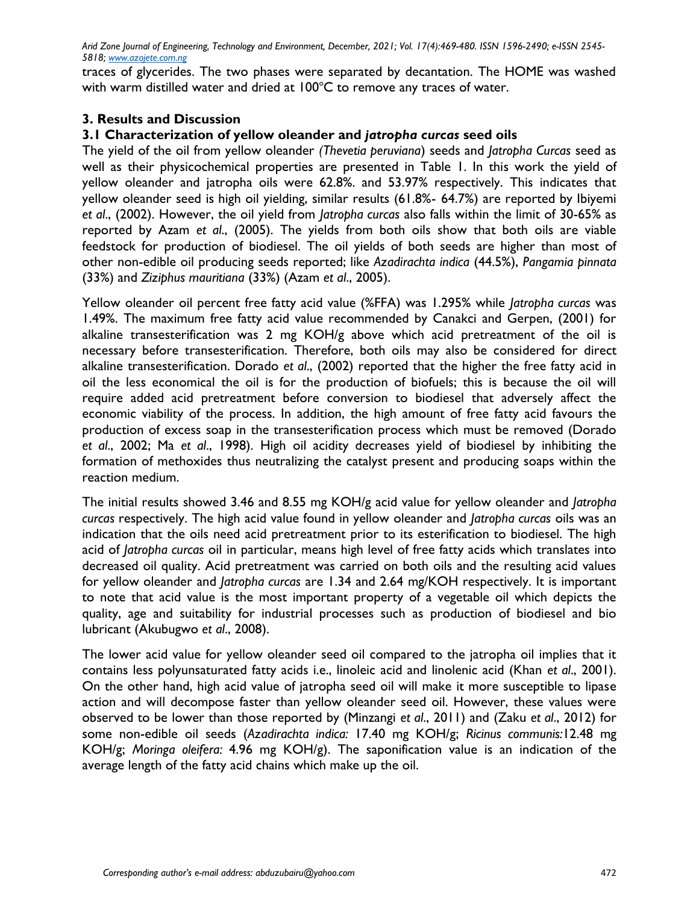traces of glycerides. The two phases were separated by decantation. The HOME was washed with warm distilled water and dried at 100°C to remove any traces of water.

## 3. Results and Discussion

### 3.1 Characterization of yellow oleander and *jatropha curcas* seed oils

The yield of the oil from yellow oleander *(Thevetia peruviana*) seeds and *Jatropha Curcas* seed as well as their physicochemical properties are presented in Table 1. In this work the yield of yellow oleander and jatropha oils were 62.8%. and 53.97% respectively. This indicates that yellow oleander seed is high oil yielding, similar results (61.8%- 64.7%) are reported by Ibiyemi *et al*., (2002). However, the oil yield from *Jatropha curcas* also falls within the limit of 30-65% as reported by Azam *et al*., (2005). The yields from both oils show that both oils are viable feedstock for production of biodiesel. The oil yields of both seeds are higher than most of other non-edible oil producing seeds reported; like *Azadirachta indica* (44.5%), *Pangamia pinnata* (33%) and *Ziziphus mauritiana* (33%) (Azam *et al*., 2005).

Yellow oleander oil percent free fatty acid value (%FFA) was 1.295% while *Jatropha curcas* was 1.49%. The maximum free fatty acid value recommended by Canakci and Gerpen, (2001) for alkaline transesterification was 2 mg KOH/g above which acid pretreatment of the oil is necessary before transesterification. Therefore, both oils may also be considered for direct alkaline transesterification. Dorado *et al*., (2002) reported that the higher the free fatty acid in oil the less economical the oil is for the production of biofuels; this is because the oil will require added acid pretreatment before conversion to biodiesel that adversely affect the economic viability of the process. In addition, the high amount of free fatty acid favours the production of excess soap in the transesterification process which must be removed (Dorado *et al*., 2002; Ma *et al*., 1998). High oil acidity decreases yield of biodiesel by inhibiting the formation of methoxides thus neutralizing the catalyst present and producing soaps within the reaction medium.

The initial results showed 3.46 and 8.55 mg KOH/g acid value for yellow oleander and *Jatropha curcas* respectively. The high acid value found in yellow oleander and *Jatropha curcas* oils was an indication that the oils need acid pretreatment prior to its esterification to biodiesel. The high acid of *Jatropha curcas* oil in particular, means high level of free fatty acids which translates into decreased oil quality. Acid pretreatment was carried on both oils and the resulting acid values for yellow oleander and *Jatropha curcas* are 1.34 and 2.64 mg/KOH respectively. It is important to note that acid value is the most important property of a vegetable oil which depicts the quality, age and suitability for industrial processes such as production of biodiesel and bio lubricant (Akubugwo *et al*., 2008).

The lower acid value for yellow oleander seed oil compared to the jatropha oil implies that it contains less polyunsaturated fatty acids i.e., linoleic acid and linolenic acid (Khan *et al*., 2001). On the other hand, high acid value of jatropha seed oil will make it more susceptible to lipase action and will decompose faster than yellow oleander seed oil. However, these values were observed to be lower than those reported by (Minzangi *et al*., 2011) and (Zaku *et al*., 2012) for some non-edible oil seeds (*Azadirachta indica:* 17.40 mg KOH/g; *Ricinus communis:*12.48 mg KOH/g; *Moringa oleifera:* 4.96 mg KOH/g). The saponification value is an indication of the average length of the fatty acid chains which make up the oil.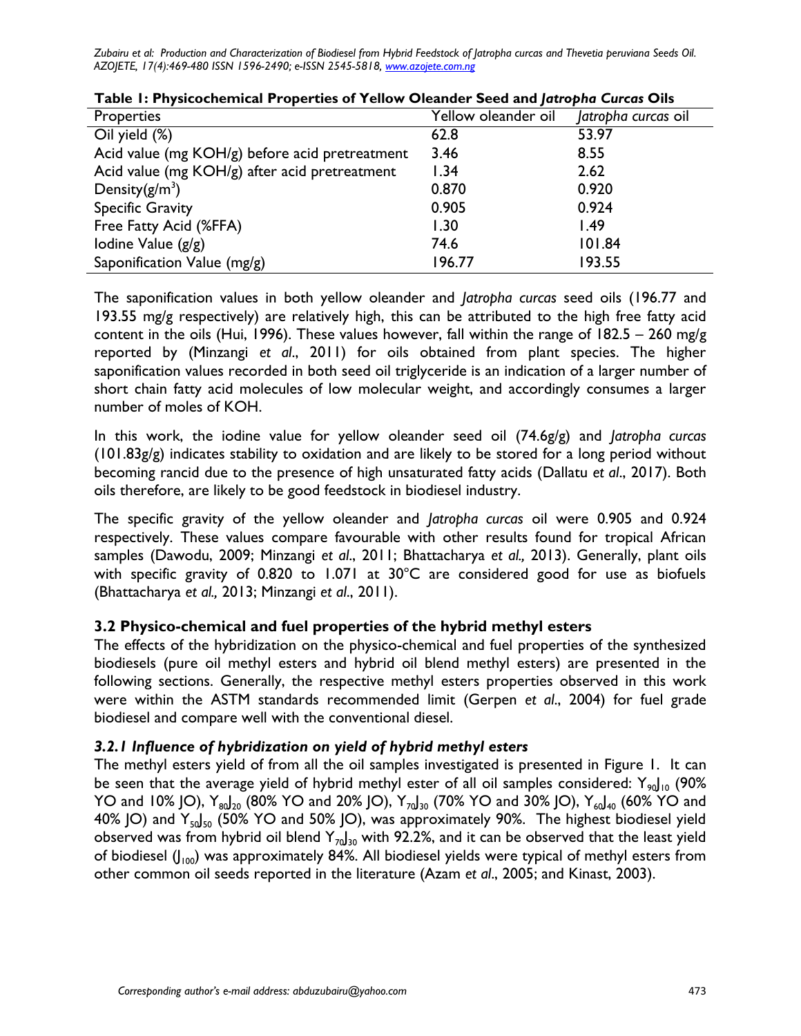**Table 1: Physicochemical Properties of Yellow Oleander Seed and *Jatropha Curcas* Oils**

| Properties | Yellow oleander oil | *Jatropha curcas* oil |
|---|---|---|
| Oil yield (%) | 62.8 | 53.97 |
| Acid value (mg KOH/g) before acid pretreatment | 3.46 | 8.55 |
| Acid value (mg KOH/g) after acid pretreatment | 1.34 | 2.62 |
| Density($g/m^3$) | 0.870 | 0.920 |
| Specific Gravity | 0.905 | 0.924 |
| Free Fatty Acid (%FFA) | 1.30 | 1.49 |
| Iodine Value (g/g) | 74.6 | 101.84 |
| Saponification Value (mg/g) | 196.77 | 193.55 |

The saponification values in both yellow oleander and *Jatropha curcas* seed oils (196.77 and 193.55 mg/g respectively) are relatively high, this can be attributed to the high free fatty acid content in the oils (Hui, 1996). These values however, fall within the range of 182.5 – 260 mg/g reported by (Minzangi *et al*., 2011) for oils obtained from plant species. The higher saponification values recorded in both seed oil triglyceride is an indication of a larger number of short chain fatty acid molecules of low molecular weight, and accordingly consumes a larger number of moles of KOH.

In this work, the iodine value for yellow oleander seed oil (74.6g/g) and *Jatropha curcas* (101.83g/g) indicates stability to oxidation and are likely to be stored for a long period without becoming rancid due to the presence of high unsaturated fatty acids (Dallatu *et al*., 2017). Both oils therefore, are likely to be good feedstock in biodiesel industry.

The specific gravity of the yellow oleander and *Jatropha curcas* oil were 0.905 and 0.924 respectively. These values compare favourable with other results found for tropical African samples (Dawodu, 2009; Minzangi *et al*., 2011; Bhattacharya *et al.,* 2013). Generally, plant oils with specific gravity of 0.820 to 1.071 at 30°C are considered good for use as biofuels (Bhattacharya *et al.,* 2013; Minzangi *et al*., 2011).

## 3.2 Physico-chemical and fuel properties of the hybrid methyl esters

The effects of the hybridization on the physico-chemical and fuel properties of the synthesized biodiesels (pure oil methyl esters and hybrid oil blend methyl esters) are presented in the following sections. Generally, the respective methyl esters properties observed in this work were within the ASTM standards recommended limit (Gerpen *et al*., 2004) for fuel grade biodiesel and compare well with the conventional diesel.

### *3.2.1 Influence of hybridization on yield of hybrid methyl esters*

The methyl esters yield of from all the oil samples investigated is presented in Figure 1. It can be seen that the average yield of hybrid methyl ester of all oil samples considered: $Y_{90}J_{10}$ (90% YO and 10% JO), $Y_{80}J_{20}$ (80% YO and 20% JO), $Y_{70}J_{30}$ (70% YO and 30% JO), $Y_{60}J_{40}$ (60% YO and 40% JO) and $Y_{50}J_{50}$ (50% YO and 50% JO), was approximately 90%. The highest biodiesel yield observed was from hybrid oil blend $Y_{70}J_{30}$ with 92.2%, and it can be observed that the least yield of biodiesel ($J_{100}$) was approximately 84%. All biodiesel yields were typical of methyl esters from other common oil seeds reported in the literature (Azam *et al*., 2005; and Kinast, 2003).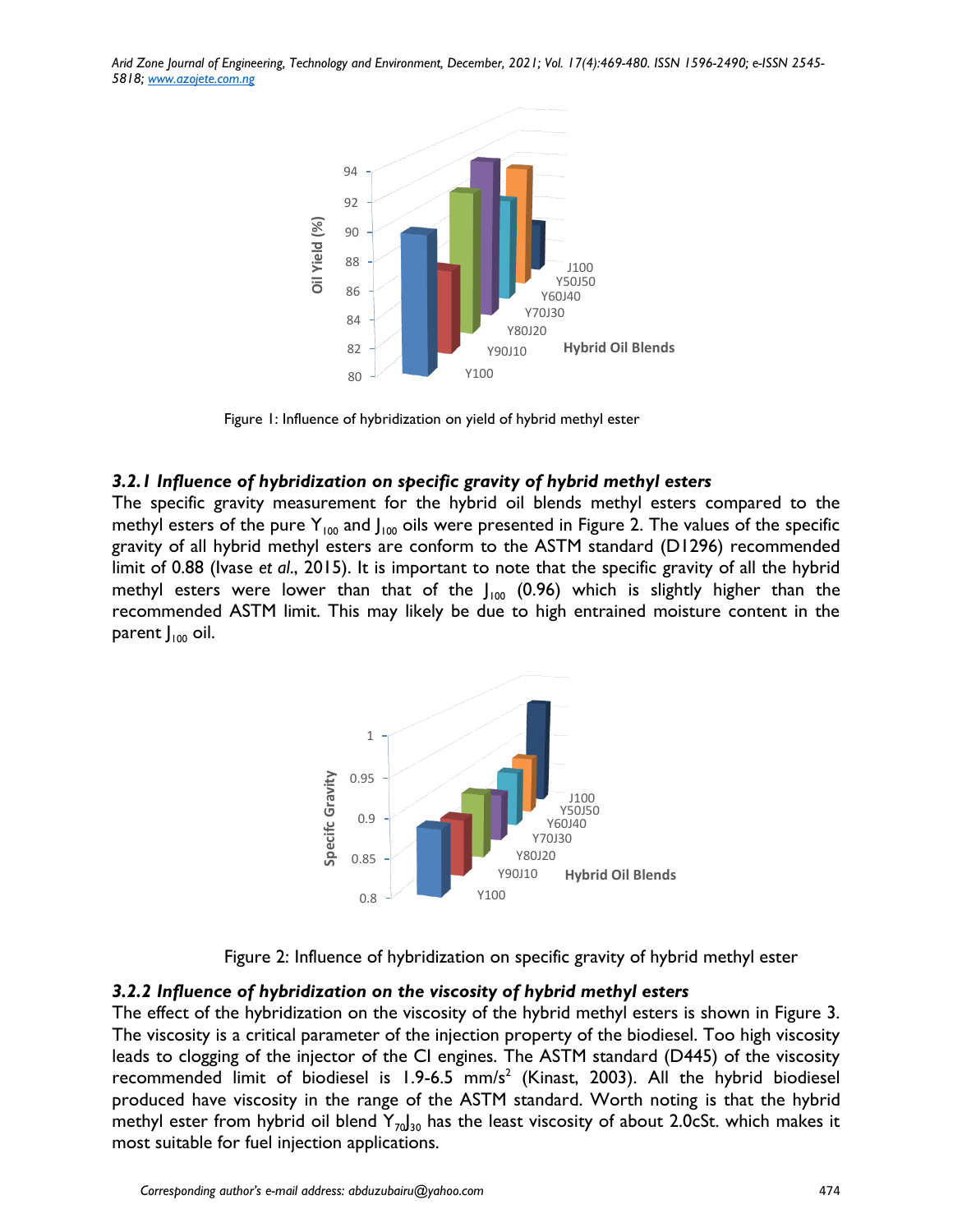Figure 1: Influence of hybridization on yield of hybrid methyl ester

### *3.2.1 Influence of hybridization on specific gravity of hybrid methyl esters*

The specific gravity measurement for the hybrid oil blends methyl esters compared to the methyl esters of the pure $Y_{100}$ and $J_{100}$ oils were presented in Figure 2. The values of the specific gravity of all hybrid methyl esters are conform to the ASTM standard (D1296) recommended limit of 0.88 (Ivase *et al*., 2015). It is important to note that the specific gravity of all the hybrid methyl esters were lower than that of the $J_{100}$ (0.96) which is slightly higher than the recommended ASTM limit. This may likely be due to high entrained moisture content in the parent $J_{100}$ oil.

Figure 2: Influence of hybridization on specific gravity of hybrid methyl ester

### *3.2.2 Influence of hybridization on the viscosity of hybrid methyl esters*

The effect of the hybridization on the viscosity of the hybrid methyl esters is shown in Figure 3. The viscosity is a critical parameter of the injection property of the biodiesel. Too high viscosity leads to clogging of the injector of the CI engines. The ASTM standard (D445) of the viscosity recommended limit of biodiesel is 1.9-6.5 $mm/s^2$ (Kinast, 2003). All the hybrid biodiesel produced have viscosity in the range of the ASTM standard. Worth noting is that the hybrid methyl ester from hybrid oil blend $Y_{70}J_{30}$ has the least viscosity of about 2.0cSt. which makes it most suitable for fuel injection applications.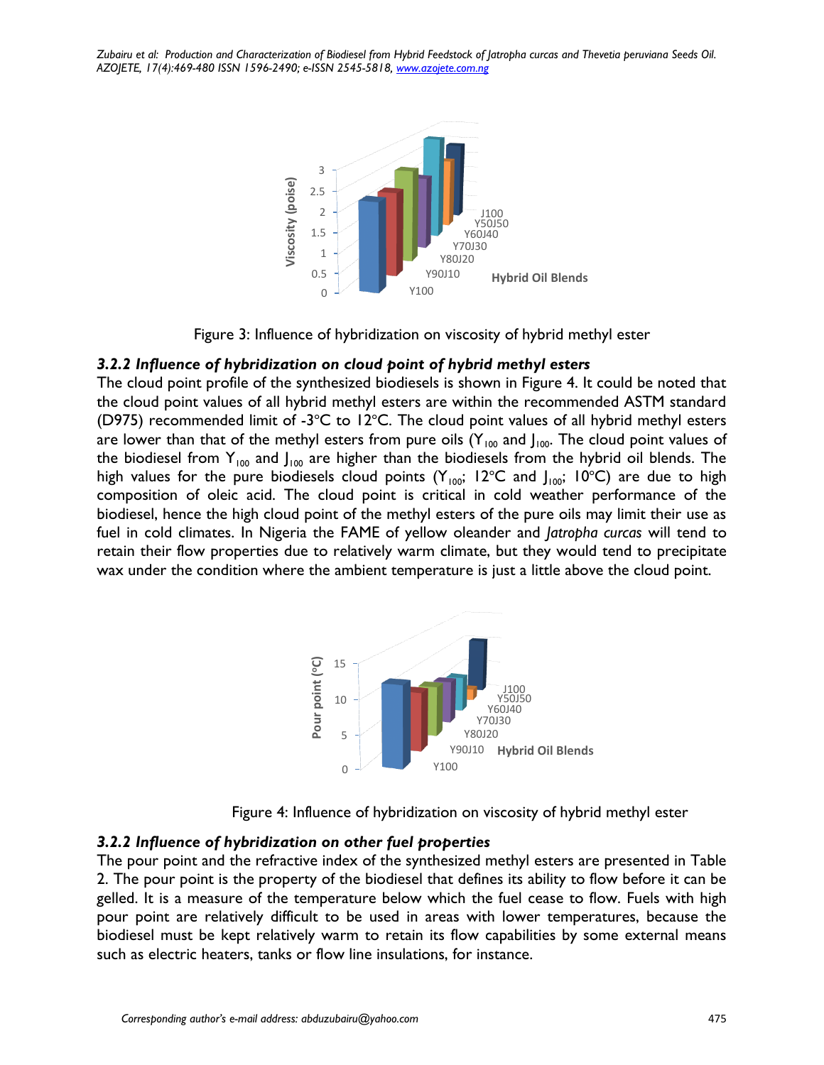Figure 3: Influence of hybridization on viscosity of hybrid methyl ester

### *3.2.2 Influence of hybridization on cloud point of hybrid methyl esters*

The cloud point profile of the synthesized biodiesels is shown in Figure 4. It could be noted that the cloud point values of all hybrid methyl esters are within the recommended ASTM standard (D975) recommended limit of -3°C to 12°C. The cloud point values of all hybrid methyl esters are lower than that of the methyl esters from pure oils ($Y_{100}$ and $J_{100}$. The cloud point values of the biodiesel from $Y_{100}$ and $J_{100}$ are higher than the biodiesels from the hybrid oil blends. The high values for the pure biodiesels cloud points ($Y_{100}$; 12°C and $J_{100}$; 10°C) are due to high composition of oleic acid. The cloud point is critical in cold weather performance of the biodiesel, hence the high cloud point of the methyl esters of the pure oils may limit their use as fuel in cold climates. In Nigeria the FAME of yellow oleander and *Jatropha curcas* will tend to retain their flow properties due to relatively warm climate, but they would tend to precipitate wax under the condition where the ambient temperature is just a little above the cloud point.

Figure 4: Influence of hybridization on viscosity of hybrid methyl ester

### *3.2.2 Influence of hybridization on other fuel properties*

The pour point and the refractive index of the synthesized methyl esters are presented in Table 2. The pour point is the property of the biodiesel that defines its ability to flow before it can be gelled. It is a measure of the temperature below which the fuel cease to flow. Fuels with high pour point are relatively difficult to be used in areas with lower temperatures, because the biodiesel must be kept relatively warm to retain its flow capabilities by some external means such as electric heaters, tanks or flow line insulations, for instance.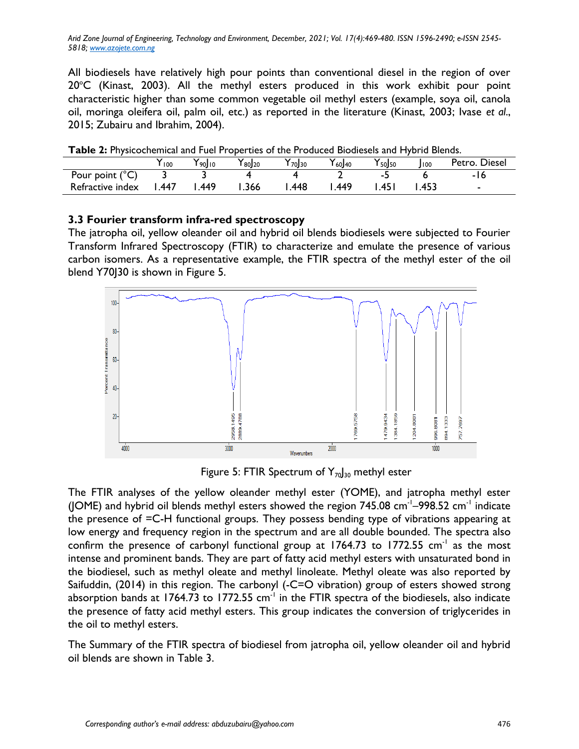All biodiesels have relatively high pour points than conventional diesel in the region of over 20°C (Kinast, 2003). All the methyl esters produced in this work exhibit pour point characteristic higher than some common vegetable oil methyl esters (example, soya oil, canola oil, moringa oleifera oil, palm oil, etc.) as reported in the literature (Kinast, 2003; Ivase *et al*., 2015; Zubairu and Ibrahim, 2004).

**Table 2:** Physicochemical and Fuel Properties of the Produced Biodiesels and Hybrid Blends.

| | $Y_{100}$ | $Y_{90}J_{10}$ | $Y_{80}J_{20}$ | $Y_{70}J_{30}$ | $Y_{60}J_{40}$ | $Y_{50}J_{50}$ | $J_{100}$ | Petro. Diesel |
|---|---|---|---|---|---|---|---|---|
| Pour point (°C) | 3 | 3 | 4 | 4 | 2 | -5 | 6 | -16 |
| Refractive index | 1.447 | 1.449 | 1.366 | 1.448 | 1.449 | 1.451 | 1.453 | - |

### 3.3 Fourier transform infra-red spectroscopy

The jatropha oil, yellow oleander oil and hybrid oil blends biodiesels were subjected to Fourier Transform Infrared Spectroscopy (FTIR) to characterize and emulate the presence of various carbon isomers. As a representative example, the FTIR spectra of the methyl ester of the oil blend Y70J30 is shown in Figure 5.

Figure 5: FTIR Spectrum of $Y_{70}J_{30}$ methyl ester

The FTIR analyses of the yellow oleander methyl ester (YOME), and jatropha methyl ester (JOME) and hybrid oil blends methyl esters showed the region 745.08 $cm^{-1}$–998.52 $cm^{-1}$ indicate the presence of =C-H functional groups. They possess bending type of vibrations appearing at low energy and frequency region in the spectrum and are all double bounded. The spectra also confirm the presence of carbonyl functional group at 1764.73 to 1772.55 $cm^{-1}$ as the most intense and prominent bands. They are part of fatty acid methyl esters with unsaturated bond in the biodiesel, such as methyl oleate and methyl linoleate. Methyl oleate was also reported by Saifuddin, (2014) in this region. The carbonyl (-C=O vibration) group of esters showed strong absorption bands at 1764.73 to 1772.55 $cm^{-1}$ in the FTIR spectra of the biodiesels, also indicate the presence of fatty acid methyl esters. This group indicates the conversion of triglycerides in the oil to methyl esters.

The Summary of the FTIR spectra of biodiesel from jatropha oil, yellow oleander oil and hybrid oil blends are shown in Table 3.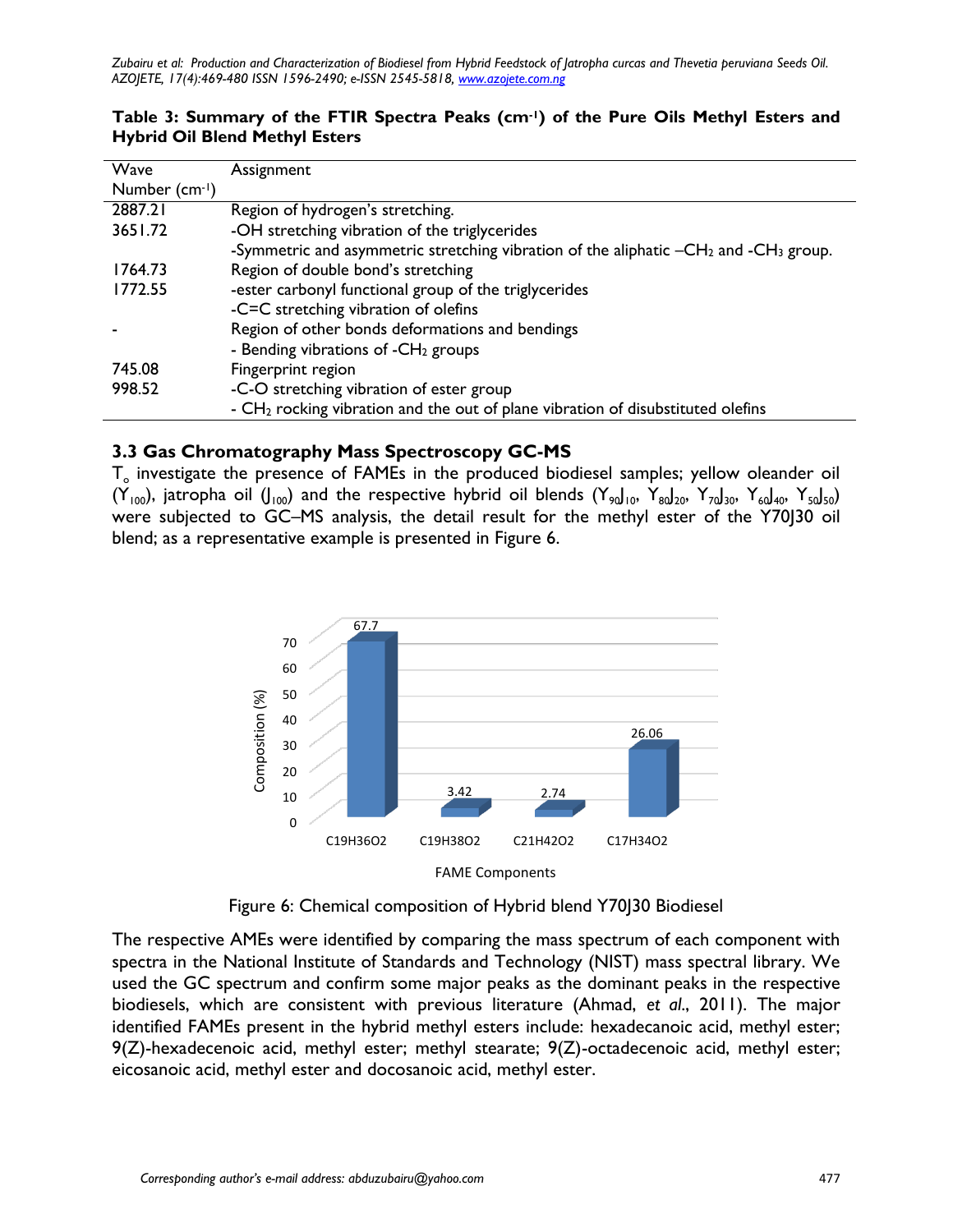**Table 3: Summary of the FTIR Spectra Peaks ($cm^{-1}$) of the Pure Oils Methyl Esters and Hybrid Oil Blend Methyl Esters**

| Wave Number ($cm^{-1}$) | Assignment |
|---|---|
| 2887.21 | Region of hydrogen's stretching. |
| 3651.72 | -OH stretching vibration of the triglycerides |
| | -Symmetric and asymmetric stretching vibration of the aliphatic $–CH_2$ and $-CH_3$ group. |
| 1764.73 | Region of double bond's stretching |
| 1772.55 | -ester carbonyl functional group of the triglycerides |
| | -C=C stretching vibration of olefins |
| - | Region of other bonds deformations and bendings |
| | - Bending vibrations of $-CH_2$ groups |
| 745.08 | Fingerprint region |
| 998.52 | -C-O stretching vibration of ester group |
| | - $CH_2$ rocking vibration and the out of plane vibration of disubstituted olefins |

### 3.3 Gas Chromatography Mass Spectroscopy GC-MS

$T_o$ investigate the presence of FAMEs in the produced biodiesel samples; yellow oleander oil ($Y_{100}$), jatropha oil ($J_{100}$) and the respective hybrid oil blends ($Y_{90}J_{10}$, $Y_{80}J_{20}$, $Y_{70}J_{30}$, $Y_{60}J_{40}$, $Y_{50}J_{50}$) were subjected to GC–MS analysis, the detail result for the methyl ester of the Y70J30 oil blend; as a representative example is presented in Figure 6.

| FAME Components | Composition (%) |
|---|---|
| $C_{19}H_{36}O_2$ | 67.7 |
| $C_{19}H_{38}O_2$ | 3.42 |
| $C_{21}H_{42}O_2$ | 2.74 |
| $C_{17}H_{34}O_2$ | 26.06 |

Figure 6: Chemical composition of Hybrid blend Y70J30 Biodiesel

The respective AMEs were identified by comparing the mass spectrum of each component with spectra in the National Institute of Standards and Technology (NIST) mass spectral library. We used the GC spectrum and confirm some major peaks as the dominant peaks in the respective biodiesels, which are consistent with previous literature (Ahmad, *et al*., 2011). The major identified FAMEs present in the hybrid methyl esters include: hexadecanoic acid, methyl ester; 9(Z)-hexadecenoic acid, methyl ester; methyl stearate; 9(Z)-octadecenoic acid, methyl ester; eicosanoic acid, methyl ester and docosanoic acid, methyl ester.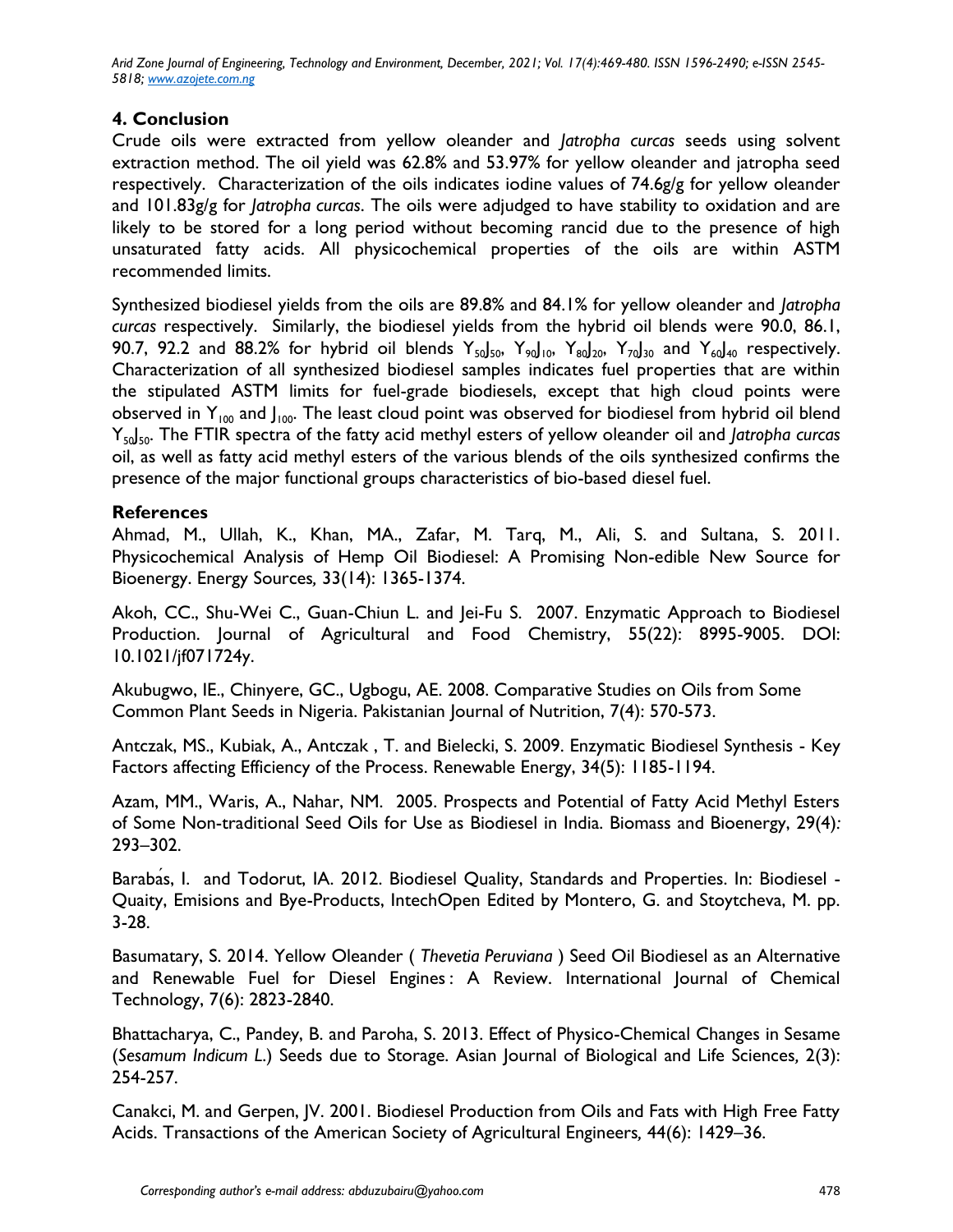## 4. Conclusion

Crude oils were extracted from yellow oleander and *Jatropha curcas* seeds using solvent extraction method. The oil yield was 62.8% and 53.97% for yellow oleander and jatropha seed respectively. Characterization of the oils indicates iodine values of 74.6g/g for yellow oleander and 101.83g/g for *Jatropha curcas*. The oils were adjudged to have stability to oxidation and are likely to be stored for a long period without becoming rancid due to the presence of high unsaturated fatty acids. All physicochemical properties of the oils are within ASTM recommended limits.

Synthesized biodiesel yields from the oils are 89.8% and 84.1% for yellow oleander and *Jatropha curcas* respectively. Similarly, the biodiesel yields from the hybrid oil blends were 90.0, 86.1, 90.7, 92.2 and 88.2% for hybrid oil blends $Y_{50}J_{50}$, $Y_{90}J_{10}$, $Y_{80}J_{20}$, $Y_{70}J_{30}$ and $Y_{60}J_{40}$ respectively. Characterization of all synthesized biodiesel samples indicates fuel properties that are within the stipulated ASTM limits for fuel-grade biodiesels, except that high cloud points were observed in $Y_{100}$ and $J_{100}$. The least cloud point was observed for biodiesel from hybrid oil blend $Y_{50}J_{50}$. The FTIR spectra of the fatty acid methyl esters of yellow oleander oil and *Jatropha curcas* oil, as well as fatty acid methyl esters of the various blends of the oils synthesized confirms the presence of the major functional groups characteristics of bio-based diesel fuel.

## References

Ahmad, M., Ullah, K., Khan, MA., Zafar, M. Tarq, M., Ali, S. and Sultana, S. 2011. Physicochemical Analysis of Hemp Oil Biodiesel: A Promising Non-edible New Source for Bioenergy. Energy Sources*,* 33(14): 1365-1374.

Akoh, CC., Shu-Wei C., Guan-Chiun L. and Jei-Fu S. 2007. Enzymatic Approach to Biodiesel Production. Journal of Agricultural and Food Chemistry, 55(22): 8995-9005. DOI: 10.1021/jf071724y.

Akubugwo, IE., Chinyere, GC., Ugbogu, AE. 2008. Comparative Studies on Oils from Some Common Plant Seeds in Nigeria. Pakistanian Journal of Nutrition, 7(4): 570-573.

Antczak, MS., Kubiak, A., Antczak , T. and Bielecki, S. 2009. Enzymatic Biodiesel Synthesis - Key Factors affecting Efficiency of the Process. Renewable Energy, 34(5): 1185-1194.

Azam, MM., Waris, A., Nahar, NM. 2005. Prospects and Potential of Fatty Acid Methyl Esters of Some Non-traditional Seed Oils for Use as Biodiesel in India. Biomass and Bioenergy, 29(4)*:* 293–302.

Barabás, I. and Todorut, IA. 2012. Biodiesel Quality, Standards and Properties. In: Biodiesel - Quaity, Emisions and Bye-Products, IntechOpen Edited by Montero, G. and Stoytcheva, M. pp. 3-28.

Basumatary, S. 2014. Yellow Oleander ( *Thevetia Peruviana* ) Seed Oil Biodiesel as an Alternative and Renewable Fuel for Diesel Engines : A Review. International Journal of Chemical Technology, 7(6): 2823-2840.

Bhattacharya, C., Pandey, B. and Paroha, S. 2013. Effect of Physico-Chemical Changes in Sesame (*Sesamum Indicum L.*) Seeds due to Storage. Asian Journal of Biological and Life Sciences*,* 2(3): 254-257.

Canakci, M. and Gerpen, JV. 2001. Biodiesel Production from Oils and Fats with High Free Fatty Acids. Transactions of the American Society of Agricultural Engineers*,* 44(6): 1429–36.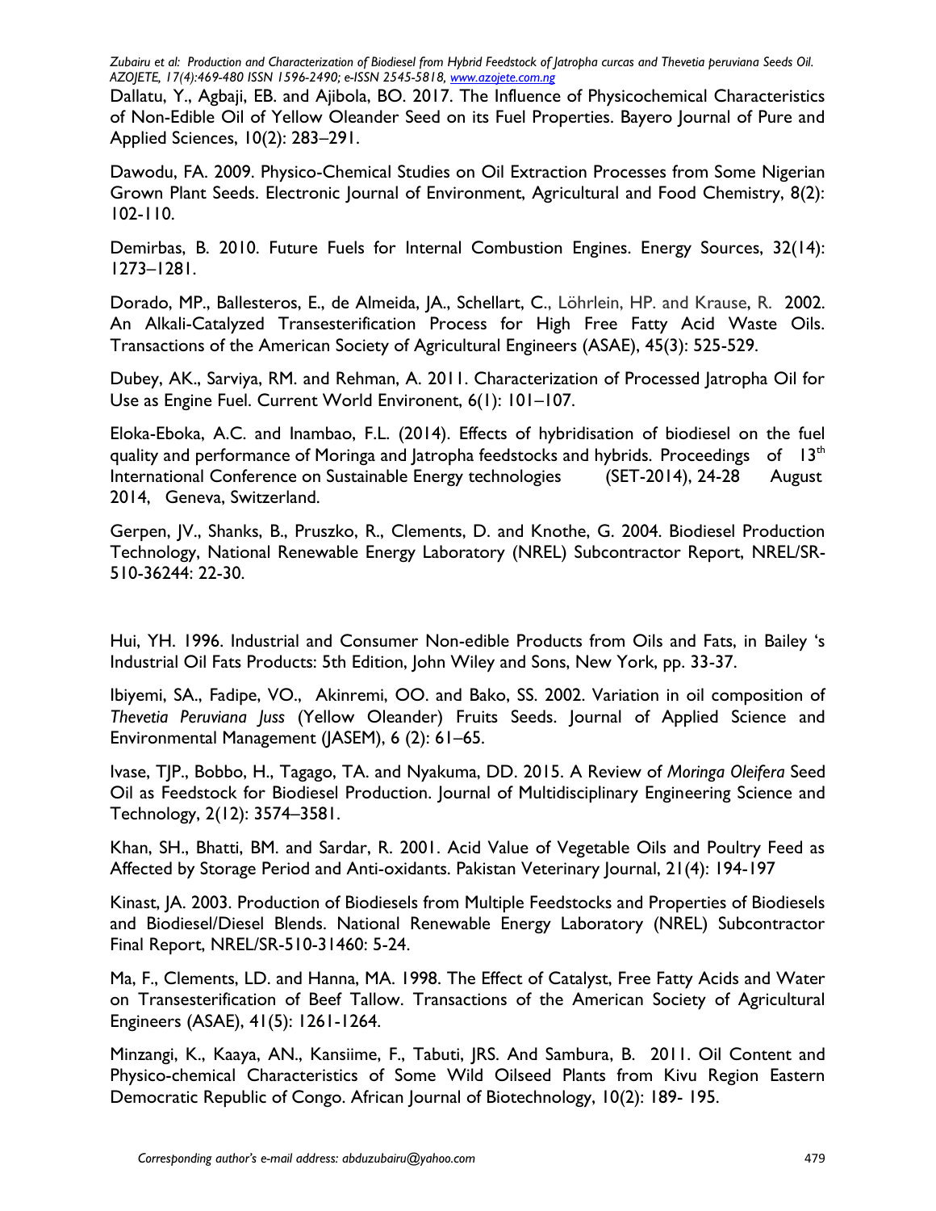Dallatu, Y., Agbaji, EB. and Ajibola, BO. 2017. The Influence of Physicochemical Characteristics of Non-Edible Oil of Yellow Oleander Seed on its Fuel Properties. Bayero Journal of Pure and Applied Sciences, 10(2): 283–291.

Dawodu, FA. 2009. Physico-Chemical Studies on Oil Extraction Processes from Some Nigerian Grown Plant Seeds. Electronic Journal of Environment, Agricultural and Food Chemistry, 8(2): 102-110.

Demirbas, B. 2010. Future Fuels for Internal Combustion Engines. Energy Sources, 32(14): 1273–1281.

Dorado, MP., Ballesteros, E., de Almeida, JA., Schellart, C., Löhrlein, HP. and Krause, R. 2002. An Alkali-Catalyzed Transesterification Process for High Free Fatty Acid Waste Oils. Transactions of the American Society of Agricultural Engineers (ASAE), 45(3): 525-529.

Dubey, AK., Sarviya, RM. and Rehman, A. 2011. Characterization of Processed Jatropha Oil for Use as Engine Fuel. Current World Environent, 6(1): 101–107.

Eloka-Eboka, A.C. and Inambao, F.L. (2014). Effects of hybridisation of biodiesel on the fuel quality and performance of Moringa and Jatropha feedstocks and hybrids. Proceedings of 13th International Conference on Sustainable Energy technologies (SET-2014), 24-28 August 2014, Geneva, Switzerland.

Gerpen, JV., Shanks, B., Pruszko, R., Clements, D. and Knothe, G. 2004. Biodiesel Production Technology, National Renewable Energy Laboratory (NREL) Subcontractor Report, NREL/SR-510-36244: 22-30.

Hui, YH. 1996. Industrial and Consumer Non-edible Products from Oils and Fats, in Bailey 's Industrial Oil Fats Products: 5th Edition, John Wiley and Sons, New York, pp. 33-37.

Ibiyemi, SA., Fadipe, VO., Akinremi, OO. and Bako, SS. 2002. Variation in oil composition of *Thevetia Peruviana Juss* (Yellow Oleander) Fruits Seeds. Journal of Applied Science and Environmental Management (JASEM), 6 (2): 61–65.

Ivase, TJP., Bobbo, H., Tagago, TA. and Nyakuma, DD. 2015. A Review of *Moringa Oleifera* Seed Oil as Feedstock for Biodiesel Production. Journal of Multidisciplinary Engineering Science and Technology, 2(12): 3574–3581.

Khan, SH., Bhatti, BM. and Sardar, R. 2001. Acid Value of Vegetable Oils and Poultry Feed as Affected by Storage Period and Anti-oxidants. Pakistan Veterinary Journal, 21(4): 194-197

Kinast, JA. 2003. Production of Biodiesels from Multiple Feedstocks and Properties of Biodiesels and Biodiesel/Diesel Blends. National Renewable Energy Laboratory (NREL) Subcontractor Final Report, NREL/SR-510-31460: 5-24.

Ma, F., Clements, LD. and Hanna, MA. 1998. The Effect of Catalyst, Free Fatty Acids and Water on Transesterification of Beef Tallow. Transactions of the American Society of Agricultural Engineers (ASAE), 41(5): 1261-1264.

Minzangi, K., Kaaya, AN., Kansiime, F., Tabuti, JRS. And Sambura, B. 2011. Oil Content and Physico-chemical Characteristics of Some Wild Oilseed Plants from Kivu Region Eastern Democratic Republic of Congo. African Journal of Biotechnology, 10(2): 189- 195.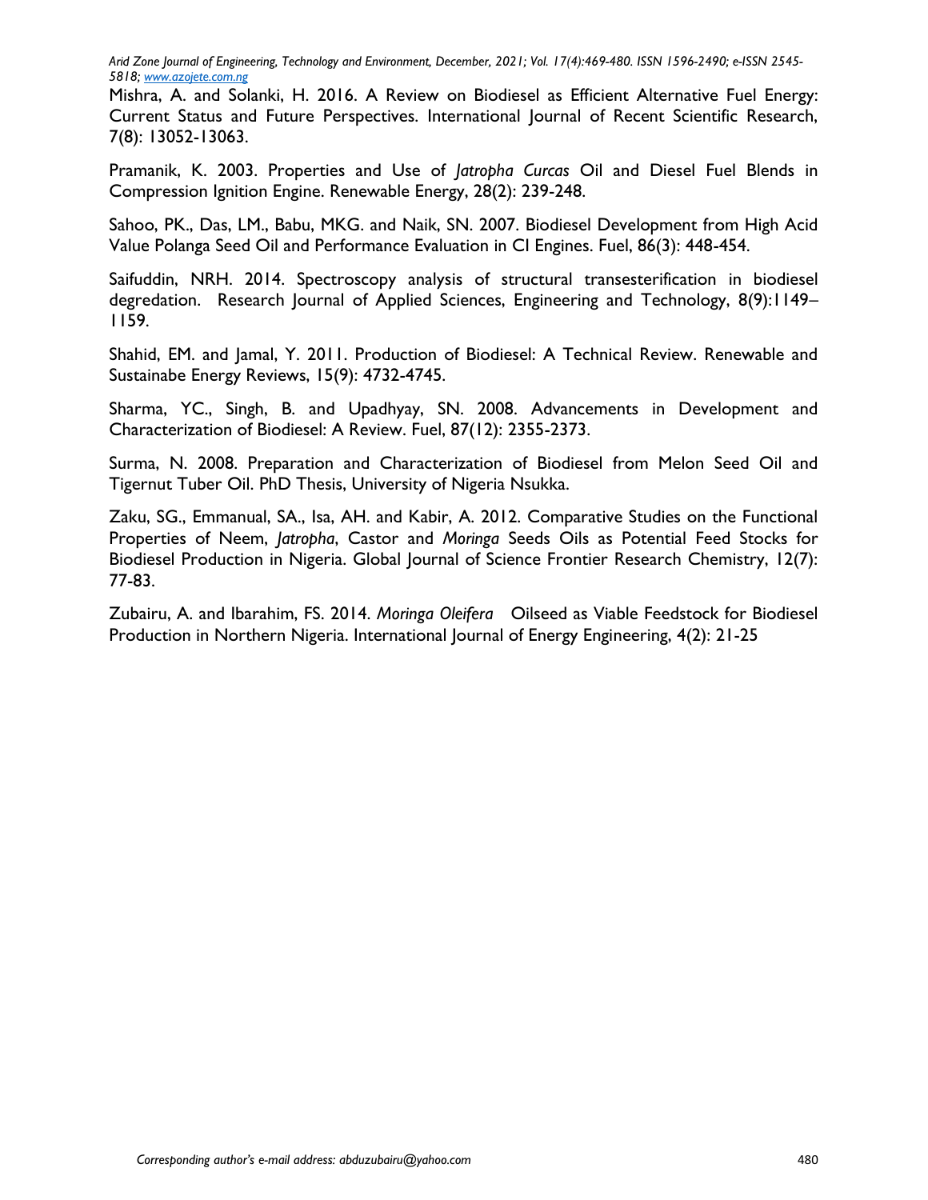Mishra, A. and Solanki, H. 2016. A Review on Biodiesel as Efficient Alternative Fuel Energy: Current Status and Future Perspectives. International Journal of Recent Scientific Research, 7(8): 13052-13063.

Pramanik, K. 2003. Properties and Use of *Jatropha Curcas* Oil and Diesel Fuel Blends in Compression Ignition Engine. Renewable Energy, 28(2): 239-248.

Sahoo, PK., Das, LM., Babu, MKG. and Naik, SN. 2007. Biodiesel Development from High Acid Value Polanga Seed Oil and Performance Evaluation in CI Engines. Fuel, 86(3): 448-454.

Saifuddin, NRH. 2014. Spectroscopy analysis of structural transesterification in biodiesel degredation. Research Journal of Applied Sciences, Engineering and Technology, 8(9):1149–1159.

Shahid, EM. and Jamal, Y. 2011. Production of Biodiesel: A Technical Review. Renewable and Sustainabe Energy Reviews, 15(9): 4732-4745.

Sharma, YC., Singh, B. and Upadhyay, SN. 2008. Advancements in Development and Characterization of Biodiesel: A Review. Fuel, 87(12): 2355-2373.

Surma, N. 2008. Preparation and Characterization of Biodiesel from Melon Seed Oil and Tigernut Tuber Oil. PhD Thesis, University of Nigeria Nsukka.

Zaku, SG., Emmanual, SA., Isa, AH. and Kabir, A. 2012. Comparative Studies on the Functional Properties of Neem, *Jatropha*, Castor and *Moringa* Seeds Oils as Potential Feed Stocks for Biodiesel Production in Nigeria. Global Journal of Science Frontier Research Chemistry, 12(7): 77-83.

Zubairu, A. and Ibarahim, FS. 2014. *Moringa Oleifera* Oilseed as Viable Feedstock for Biodiesel Production in Northern Nigeria. International Journal of Energy Engineering, 4(2): 21-25